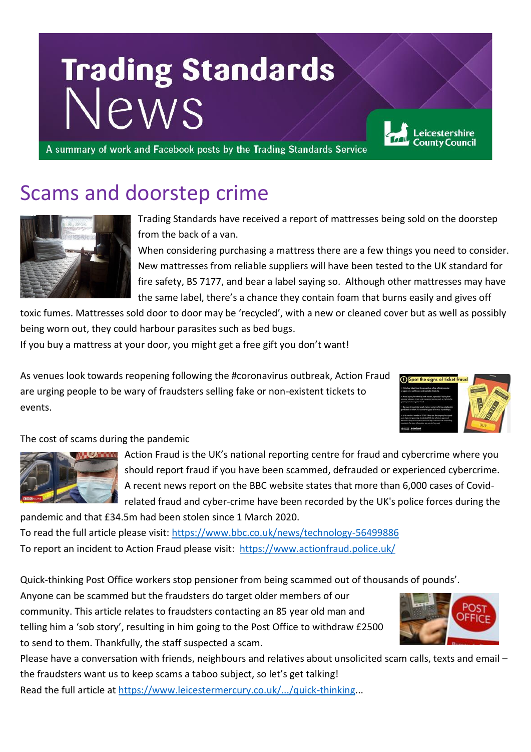# Trading Standards News

A summary of work and Facebook posts by the Trading Standards Service

## Scams and doorstep crime

Trading Standards have received a report of mattresses being sold on the doorstep from the back of a van.

When considering purchasing a mattress there are a few things you need to consider. New mattresses from reliable suppliers will have been tested to the UK standard for fire safety, BS 7177, and bear a label saying so. Although other mattresses may have the same label, there's a chance they contain foam that burns easily and gives off toxic fumes. Mattresses sold door to door may be 'recycled', with a new or cleaned cover but as well as possibly being worn out, they could harbour parasites such as bed bugs.

If you buy a mattress at your door, you might get a free gift you don't want!

As venues look towards reopening following the #coronavirus outbreak, Action Fraud are urging people to be wary of fraudsters selling fake or non-existent tickets to events.

The cost of scams during the pandemic

Action Fraud is the UK's national reporting centre for fraud and cybercrime where you should report fraud if you have been scammed, defrauded or experienced cybercrime. A recent news report on the BBC website states that more than 6,000 cases of Covid-related fraud and cyber-crime have been recorded by the UK's police forces during the pandemic and that £34.5m had been stolen since 1 March 2020.

To read the full article please visit: https://www.bbc.co.uk/news/technology-56499886

To report an incident to Action Fraud please visit: https://www.actionfraud.police.uk/

Quick-thinking Post Office workers stop pensioner from being scammed out of thousands of pounds'.

Anyone can be scammed but the fraudsters do target older members of our community. This article relates to fraudsters contacting an 85 year old man and telling him a 'sob story', resulting in him going to the Post Office to withdraw £2500 to send to them. Thankfully, the staff suspected a scam.

Please have a conversation with friends, neighbours and relatives about unsolicited scam calls, texts and email – the fraudsters want us to keep scams a taboo subject, so let's get talking!

Read the full article at https://www.leicestermercury.co.uk/.../quick-thinking...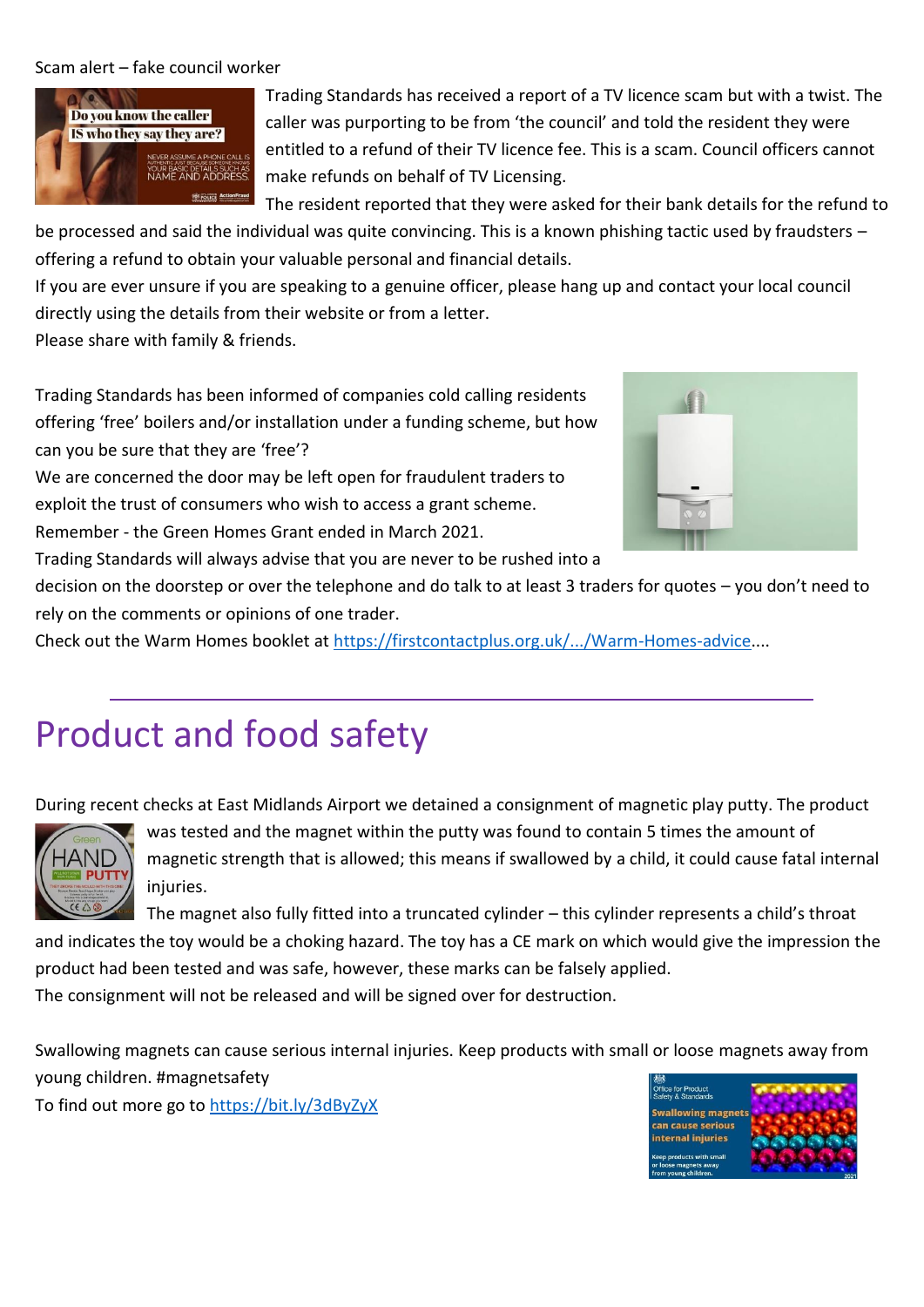Scam alert – fake council worker

Trading Standards has received a report of a TV licence scam but with a twist. The caller was purporting to be from 'the council' and told the resident they were entitled to a refund of their TV licence fee. This is a scam. Council officers cannot make refunds on behalf of TV Licensing.

The resident reported that they were asked for their bank details for the refund to be processed and said the individual was quite convincing. This is a known phishing tactic used by fraudsters – offering a refund to obtain your valuable personal and financial details.

If you are ever unsure if you are speaking to a genuine officer, please hang up and contact your local council directly using the details from their website or from a letter.

Please share with family & friends.

Trading Standards has been informed of companies cold calling residents offering 'free' boilers and/or installation under a funding scheme, but how can you be sure that they are 'free'?

We are concerned the door may be left open for fraudulent traders to exploit the trust of consumers who wish to access a grant scheme.

Remember - the Green Homes Grant ended in March 2021.

Trading Standards will always advise that you are never to be rushed into a decision on the doorstep or over the telephone and do talk to at least 3 traders for quotes – you don't need to rely on the comments or opinions of one trader.

Check out the Warm Homes booklet at https://firstcontactplus.org.uk/.../Warm-Homes-advice....

# Product and food safety

During recent checks at East Midlands Airport we detained a consignment of magnetic play putty. The product was tested and the magnet within the putty was found to contain 5 times the amount of magnetic strength that is allowed; this means if swallowed by a child, it could cause fatal internal injuries.

The magnet also fully fitted into a truncated cylinder – this cylinder represents a child's throat and indicates the toy would be a choking hazard. The toy has a CE mark on which would give the impression the product had been tested and was safe, however, these marks can be falsely applied.

The consignment will not be released and will be signed over for destruction.

Swallowing magnets can cause serious internal injuries. Keep products with small or loose magnets away from young children. #magnetsafety

To find out more go to https://bit.ly/3dByZyX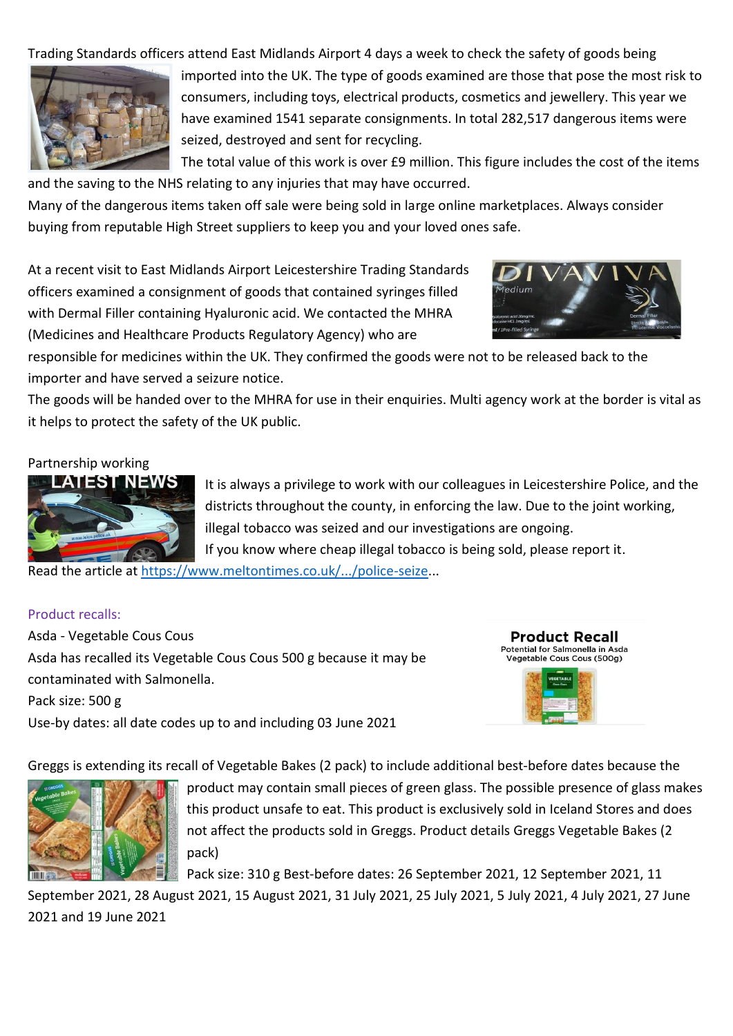Trading Standards officers attend East Midlands Airport 4 days a week to check the safety of goods being imported into the UK. The type of goods examined are those that pose the most risk to consumers, including toys, electrical products, cosmetics and jewellery. This year we have examined 1541 separate consignments. In total 282,517 dangerous items were seized, destroyed and sent for recycling.

The total value of this work is over £9 million. This figure includes the cost of the items and the saving to the NHS relating to any injuries that may have occurred.

Many of the dangerous items taken off sale were being sold in large online marketplaces. Always consider buying from reputable High Street suppliers to keep you and your loved ones safe.

At a recent visit to East Midlands Airport Leicestershire Trading Standards officers examined a consignment of goods that contained syringes filled with Dermal Filler containing Hyaluronic acid. We contacted the MHRA (Medicines and Healthcare Products Regulatory Agency) who are responsible for medicines within the UK. They confirmed the goods were not to be released back to the importer and have served a seizure notice.

The goods will be handed over to the MHRA for use in their enquiries. Multi agency work at the border is vital as it helps to protect the safety of the UK public.

Partnership working

It is always a privilege to work with our colleagues in Leicestershire Police, and the districts throughout the county, in enforcing the law. Due to the joint working, illegal tobacco was seized and our investigations are ongoing.

If you know where cheap illegal tobacco is being sold, please report it.

Read the article at [https://www.meltontimes.co.uk/.../police-seize](https://www.meltontimes.co.uk/.../police-seize)...

## Product recalls:

Asda - Vegetable Cous Cous

Asda has recalled its Vegetable Cous Cous 500 g because it may be contaminated with Salmonella.

Pack size: 500 g

Use-by dates: all date codes up to and including 03 June 2021

Greggs is extending its recall of Vegetable Bakes (2 pack) to include additional best-before dates because the product may contain small pieces of green glass. The possible presence of glass makes this product unsafe to eat. This product is exclusively sold in Iceland Stores and does not affect the products sold in Greggs. Product details Greggs Vegetable Bakes (2 pack)

Pack size: 310 g Best-before dates: 26 September 2021, 12 September 2021, 11 September 2021, 28 August 2021, 15 August 2021, 31 July 2021, 25 July 2021, 5 July 2021, 4 July 2021, 27 June 2021 and 19 June 2021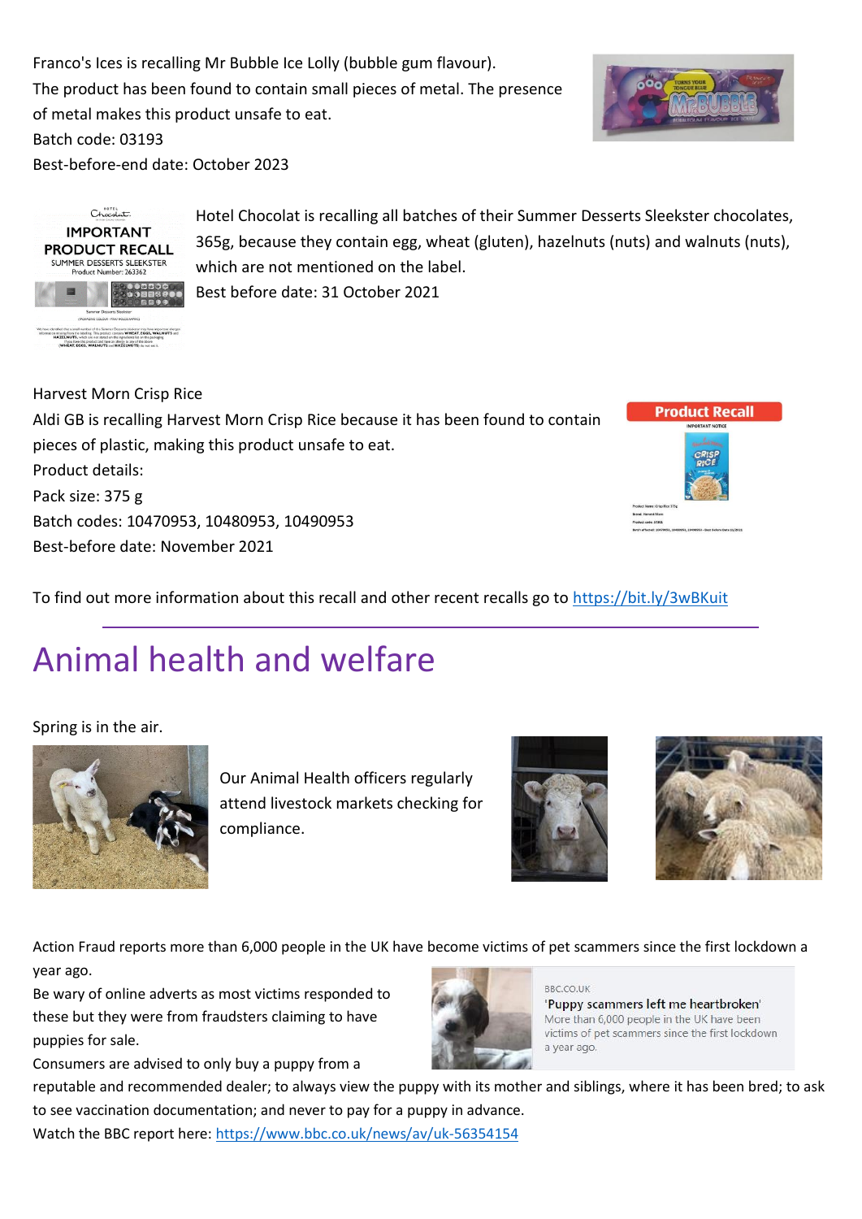Franco's Ices is recalling Mr Bubble Ice Lolly (bubble gum flavour).
The product has been found to contain small pieces of metal. The presence of metal makes this product unsafe to eat.
Batch code: 03193
Best-before-end date: October 2023

Hotel Chocolat is recalling all batches of their Summer Desserts Sleekster chocolates, 365g, because they contain egg, wheat (gluten), hazelnuts (nuts) and walnuts (nuts), which are not mentioned on the label.
Best before date: 31 October 2021

Harvest Morn Crisp Rice
Aldi GB is recalling Harvest Morn Crisp Rice because it has been found to contain pieces of plastic, making this product unsafe to eat.
Product details:
Pack size: 375 g
Batch codes: 10470953, 10480953, 10490953
Best-before date: November 2021

To find out more information about this recall and other recent recalls go to https://bit.ly/3wBKuit

# Animal health and welfare

Spring is in the air.

Our Animal Health officers regularly attend livestock markets checking for compliance.

Action Fraud reports more than 6,000 people in the UK have become victims of pet scammers since the first lockdown a year ago.
Be wary of online adverts as most victims responded to these but they were from fraudsters claiming to have puppies for sale.
Consumers are advised to only buy a puppy from a reputable and recommended dealer; to always view the puppy with its mother and siblings, where it has been bred; to ask to see vaccination documentation; and never to pay for a puppy in advance.
Watch the BBC report here: https://www.bbc.co.uk/news/av/uk-56354154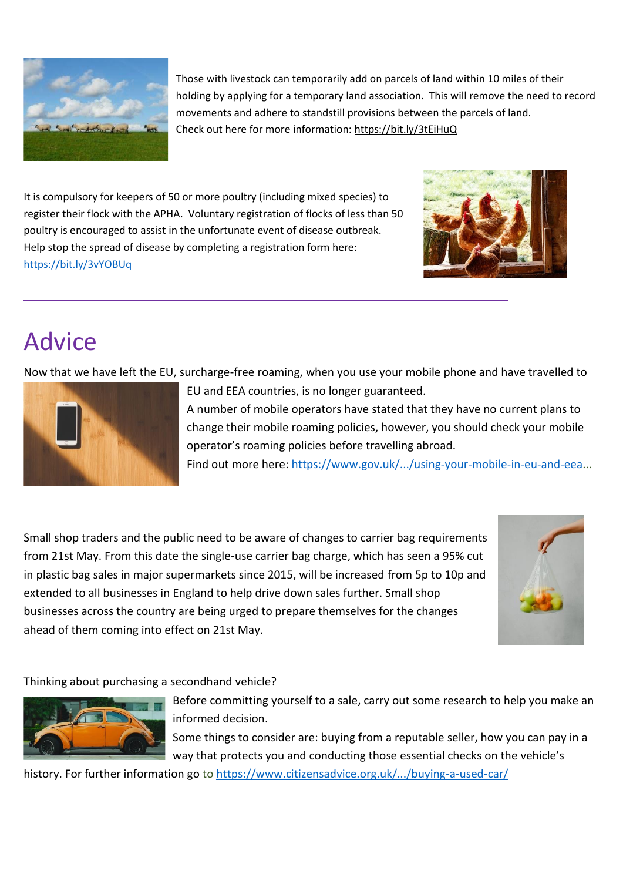Those with livestock can temporarily add on parcels of land within 10 miles of their holding by applying for a temporary land association. This will remove the need to record movements and adhere to standstill provisions between the parcels of land.
Check out here for more information: https://bit.ly/3tEiHuQ

It is compulsory for keepers of 50 or more poultry (including mixed species) to register their flock with the APHA. Voluntary registration of flocks of less than 50 poultry is encouraged to assist in the unfortunate event of disease outbreak.
Help stop the spread of disease by completing a registration form here: https://bit.ly/3vYOBUq

---

# Advice

Now that we have left the EU, surcharge-free roaming, when you use your mobile phone and have travelled to EU and EEA countries, is no longer guaranteed.
A number of mobile operators have stated that they have no current plans to change their mobile roaming policies, however, you should check your mobile operator's roaming policies before travelling abroad.
Find out more here: https://www.gov.uk/.../using-your-mobile-in-eu-and-eea...

Small shop traders and the public need to be aware of changes to carrier bag requirements from 21st May. From this date the single-use carrier bag charge, which has seen a 95% cut in plastic bag sales in major supermarkets since 2015, will be increased from 5p to 10p and extended to all businesses in England to help drive down sales further. Small shop businesses across the country are being urged to prepare themselves for the changes ahead of them coming into effect on 21st May.

Thinking about purchasing a secondhand vehicle?
Before committing yourself to a sale, carry out some research to help you make an informed decision.
Some things to consider are: buying from a reputable seller, how you can pay in a way that protects you and conducting those essential checks on the vehicle's history. For further information go to https://www.citizensadvice.org.uk/.../buying-a-used-car/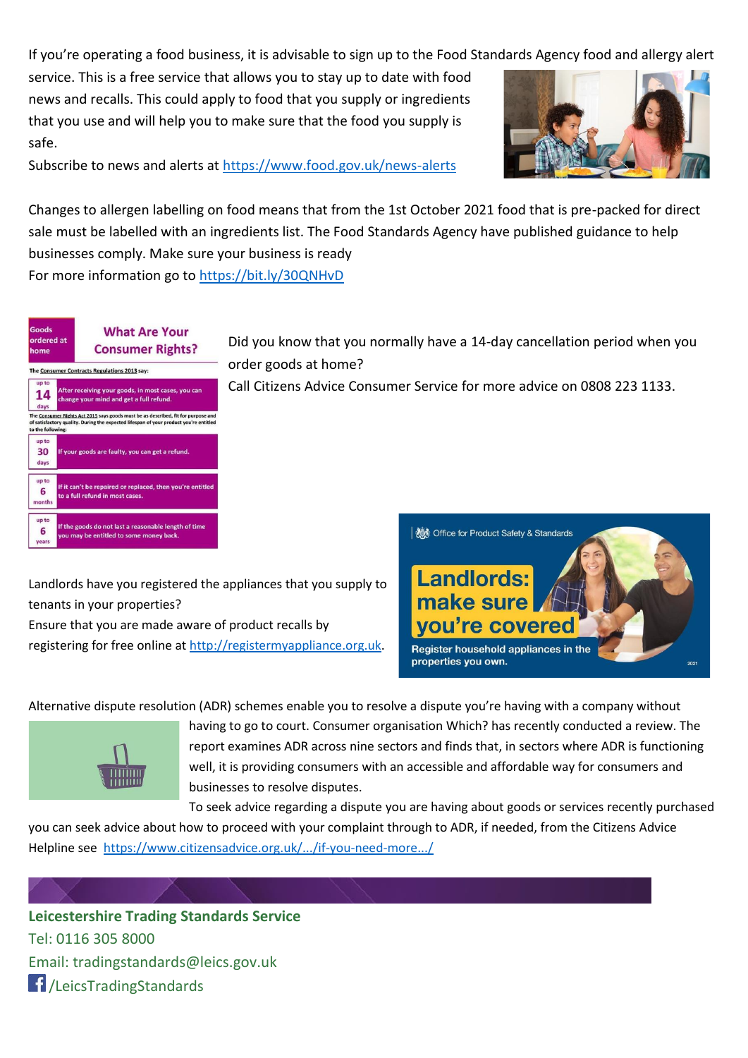If you're operating a food business, it is advisable to sign up to the Food Standards Agency food and allergy alert service. This is a free service that allows you to stay up to date with food news and recalls. This could apply to food that you supply or ingredients that you use and will help you to make sure that the food you supply is safe.

Subscribe to news and alerts at https://www.food.gov.uk/news-alerts

Changes to allergen labelling on food means that from the 1st October 2021 food that is pre-packed for direct sale must be labelled with an ingredients list. The Food Standards Agency have published guidance to help businesses comply. Make sure your business is ready

For more information go to https://bit.ly/30QNHvD

Goods ordered at home

What Are Your Consumer Rights?

The Consumer Contracts Regulations 2013 say:

| | |
|---|---|
| up to 14 days | After receiving your goods, in most cases, you can change your mind and get a full refund. |

The Consumer Rights Act 2015 says goods must be as described, fit for purpose and of satisfactory quality. During the expected lifespan of your product you're entitled to the following:

| | |
|---|---|
| up to 30 days | If your goods are faulty, you can get a refund. |
| up to 6 months | If it can't be repaired or replaced, then you're entitled to a full refund in most cases. |
| up to 6 years | If the goods do not last a reasonable length of time you may be entitled to some money back. |

Did you know that you normally have a 14-day cancellation period when you order goods at home?

Call Citizens Advice Consumer Service for more advice on 0808 223 1133.

Landlords have you registered the appliances that you supply to tenants in your properties?

Ensure that you are made aware of product recalls by registering for free online at http://registermyappliance.org.uk.

Office for Product Safety & Standards

Landlords: make sure you're covered

Register household appliances in the properties you own.

2021

Alternative dispute resolution (ADR) schemes enable you to resolve a dispute you're having with a company without having to go to court. Consumer organisation Which? has recently conducted a review. The report examines ADR across nine sectors and finds that, in sectors where ADR is functioning well, it is providing consumers with an accessible and affordable way for consumers and businesses to resolve disputes.

To seek advice regarding a dispute you are having about goods or services recently purchased you can seek advice about how to proceed with your complaint through to ADR, if needed, from the Citizens Advice Helpline see https://www.citizensadvice.org.uk/.../if-you-need-more.../

**Leicestershire Trading Standards Service**

Tel: 0116 305 8000

Email: tradingstandards@leics.gov.uk

/LeicsTradingStandards